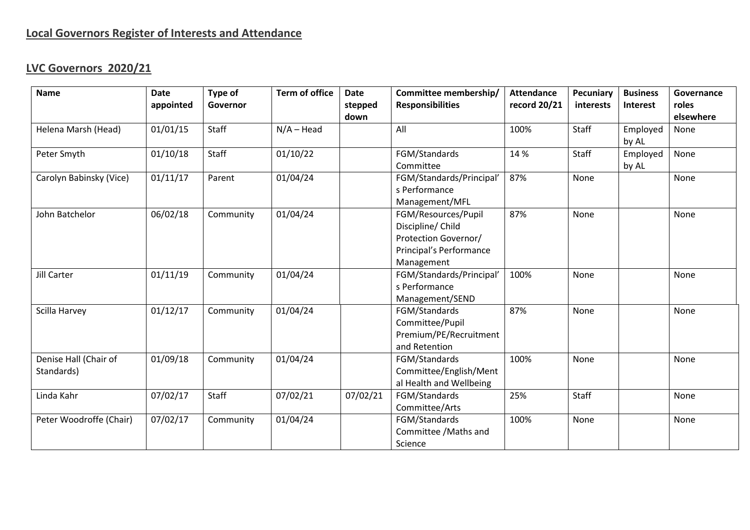## Local Governors Register of Interests and Attendance

## LVC Governors 2020/21

| Name | Date appointed | Type of Governor | Term of office | Date stepped down | Committee membership/ Responsibilities | Attendance record 20/21 | Pecuniary interests | Business Interest | Governance roles elsewhere |
|---|---|---|---|---|---|---|---|---|---|
| Helena Marsh (Head) | 01/01/15 | Staff | N/A – Head | | All | 100% | Staff | Employed by AL | None |
| Peter Smyth | 01/10/18 | Staff | 01/10/22 | | FGM/Standards Committee | 14 % | Staff | Employed by AL | None |
| Carolyn Babinsky (Vice) | 01/11/17 | Parent | 01/04/24 | | FGM/Standards/Principal's Performance Management/MFL | 87% | None | | None |
| John Batchelor | 06/02/18 | Community | 01/04/24 | | FGM/Resources/Pupil Discipline/ Child Protection Governor/ Principal's Performance Management | 87% | None | | None |
| Jill Carter | 01/11/19 | Community | 01/04/24 | | FGM/Standards/Principal's Performance Management/SEND | 100% | None | | None |
| Scilla Harvey | 01/12/17 | Community | 01/04/24 | | FGM/Standards Committee/Pupil Premium/PE/Recruitment and Retention | 87% | None | | None |
| Denise Hall (Chair of Standards) | 01/09/18 | Community | 01/04/24 | | FGM/Standards Committee/English/Mental Health and Wellbeing | 100% | None | | None |
| Linda Kahr | 07/02/17 | Staff | 07/02/21 | 07/02/21 | FGM/Standards Committee/Arts | 25% | Staff | | None |
| Peter Woodroffe (Chair) | 07/02/17 | Community | 01/04/24 | | FGM/Standards Committee /Maths and Science | 100% | None | | None |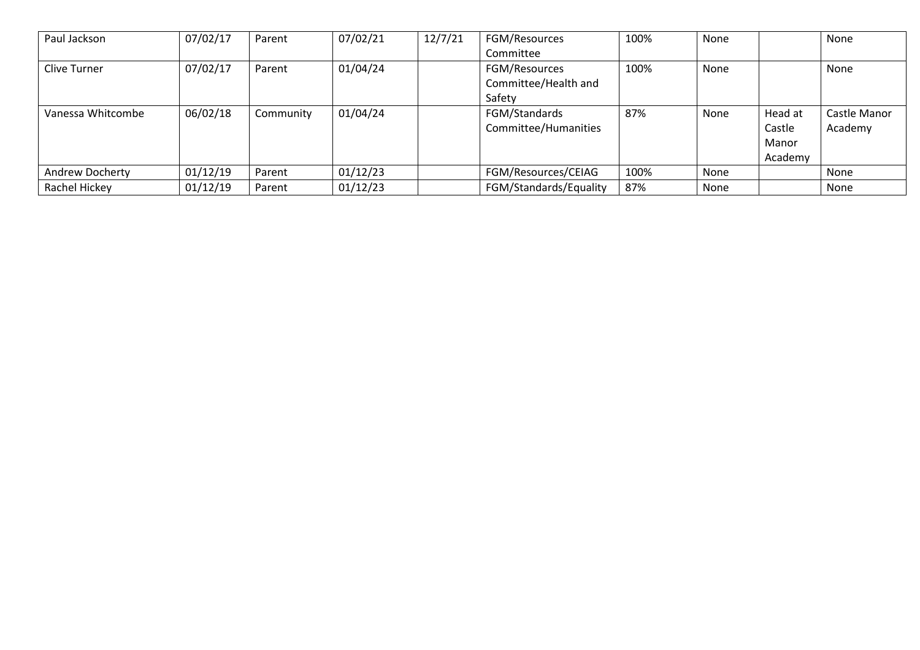| | | | | | | | | | |
|---|---|---|---|---|---|---|---|---|---|
| Paul Jackson | 07/02/17 | Parent | 07/02/21 | 12/7/21 | FGM/Resources Committee | 100% | None | | None |
| Clive Turner | 07/02/17 | Parent | 01/04/24 | | FGM/Resources Committee/Health and Safety | 100% | None | | None |
| Vanessa Whitcombe | 06/02/18 | Community | 01/04/24 | | FGM/Standards Committee/Humanities | 87% | None | Head at Castle Manor Academy | Castle Manor Academy |
| Andrew Docherty | 01/12/19 | Parent | 01/12/23 | | FGM/Resources/CEIAG | 100% | None | | None |
| Rachel Hickey | 01/12/19 | Parent | 01/12/23 | | FGM/Standards/Equality | 87% | None | | None |